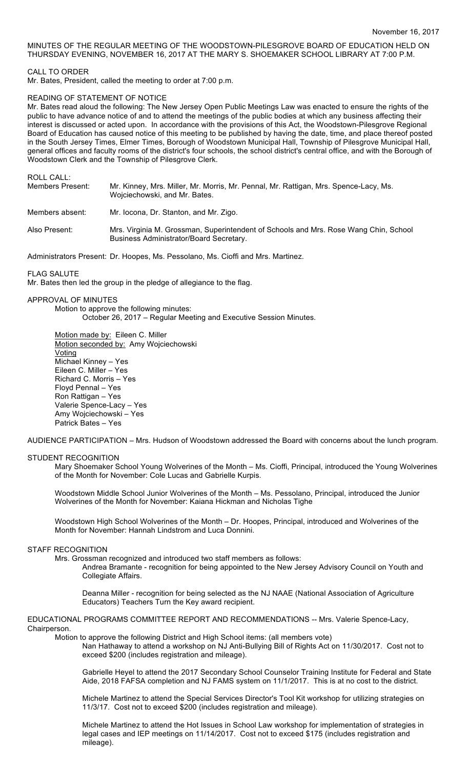November 16, 2017

MINUTES OF THE REGULAR MEETING OF THE WOODSTOWN-PILESGROVE BOARD OF EDUCATION HELD ON THURSDAY EVENING, NOVEMBER 16, 2017 AT THE MARY S. SHOEMAKER SCHOOL LIBRARY AT 7:00 P.M.

CALL TO ORDER
Mr. Bates, President, called the meeting to order at 7:00 p.m.

READING OF STATEMENT OF NOTICE
Mr. Bates read aloud the following: The New Jersey Open Public Meetings Law was enacted to ensure the rights of the public to have advance notice of and to attend the meetings of the public bodies at which any business affecting their interest is discussed or acted upon. In accordance with the provisions of this Act, the Woodstown-Pilesgrove Regional Board of Education has caused notice of this meeting to be published by having the date, time, and place thereof posted in the South Jersey Times, Elmer Times, Borough of Woodstown Municipal Hall, Township of Pilesgrove Municipal Hall, general offices and faculty rooms of the district's four schools, the school district's central office, and with the Borough of Woodstown Clerk and the Township of Pilesgrove Clerk.

ROLL CALL:

Members Present: Mr. Kinney, Mrs. Miller, Mr. Morris, Mr. Pennal, Mr. Rattigan, Mrs. Spence-Lacy, Ms. Wojciechowski, and Mr. Bates.

Members absent: Mr. Iocona, Dr. Stanton, and Mr. Zigo.

Also Present: Mrs. Virginia M. Grossman, Superintendent of Schools and Mrs. Rose Wang Chin, School Business Administrator/Board Secretary.

Administrators Present: Dr. Hoopes, Ms. Pessolano, Ms. Cioffi and Mrs. Martinez.

FLAG SALUTE
Mr. Bates then led the group in the pledge of allegiance to the flag.

APPROVAL OF MINUTES

Motion to approve the following minutes:
October 26, 2017 – Regular Meeting and Executive Session Minutes.

Motion made by: Eileen C. Miller
Motion seconded by: Amy Wojciechowski
Voting
Michael Kinney – Yes
Eileen C. Miller – Yes
Richard C. Morris – Yes
Floyd Pennal – Yes
Ron Rattigan – Yes
Valerie Spence-Lacy – Yes
Amy Wojciechowski – Yes
Patrick Bates – Yes

AUDIENCE PARTICIPATION – Mrs. Hudson of Woodstown addressed the Board with concerns about the lunch program.

STUDENT RECOGNITION

Mary Shoemaker School Young Wolverines of the Month – Ms. Cioffi, Principal, introduced the Young Wolverines of the Month for November: Cole Lucas and Gabrielle Kurpis.

Woodstown Middle School Junior Wolverines of the Month – Ms. Pessolano, Principal, introduced the Junior Wolverines of the Month for November: Kaiana Hickman and Nicholas Tighe

Woodstown High School Wolverines of the Month – Dr. Hoopes, Principal, introduced and Wolverines of the Month for November: Hannah Lindstrom and Luca Donnini.

STAFF RECOGNITION

Mrs. Grossman recognized and introduced two staff members as follows:

Andrea Bramante - recognition for being appointed to the New Jersey Advisory Council on Youth and Collegiate Affairs.

Deanna Miller - recognition for being selected as the NJ NAAE (National Association of Agriculture Educators) Teachers Turn the Key award recipient.

EDUCATIONAL PROGRAMS COMMITTEE REPORT AND RECOMMENDATIONS -- Mrs. Valerie Spence-Lacy, Chairperson.

Motion to approve the following District and High School items: (all members vote)

Nan Hathaway to attend a workshop on NJ Anti-Bullying Bill of Rights Act on 11/30/2017. Cost not to exceed $200 (includes registration and mileage).

Gabrielle Heyel to attend the 2017 Secondary School Counselor Training Institute for Federal and State Aide, 2018 FAFSA completion and NJ FAMS system on 11/1/2017. This is at no cost to the district.

Michele Martinez to attend the Special Services Director's Tool Kit workshop for utilizing strategies on 11/3/17. Cost not to exceed $200 (includes registration and mileage).

Michele Martinez to attend the Hot Issues in School Law workshop for implementation of strategies in legal cases and IEP meetings on 11/14/2017. Cost not to exceed $175 (includes registration and mileage).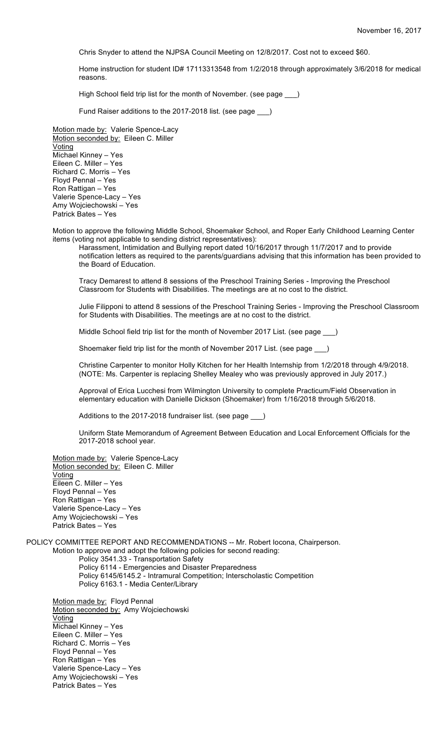Chris Snyder to attend the NJPSA Council Meeting on 12/8/2017. Cost not to exceed $60.

Home instruction for student ID# 17113313548 from 1/2/2018 through approximately 3/6/2018 for medical reasons.

High School field trip list for the month of November. (see page ___)

Fund Raiser additions to the 2017-2018 list. (see page ___)

Motion made by: Valerie Spence-Lacy
Motion seconded by: Eileen C. Miller
Voting
Michael Kinney – Yes
Eileen C. Miller – Yes
Richard C. Morris – Yes
Floyd Pennal – Yes
Ron Rattigan – Yes
Valerie Spence-Lacy – Yes
Amy Wojciechowski – Yes
Patrick Bates – Yes

Motion to approve the following Middle School, Shoemaker School, and Roper Early Childhood Learning Center items (voting not applicable to sending district representatives):

Harassment, Intimidation and Bullying report dated 10/16/2017 through 11/7/2017 and to provide notification letters as required to the parents/guardians advising that this information has been provided to the Board of Education.

Tracy Demarest to attend 8 sessions of the Preschool Training Series - Improving the Preschool Classroom for Students with Disabilities. The meetings are at no cost to the district.

Julie Filipponi to attend 8 sessions of the Preschool Training Series - Improving the Preschool Classroom for Students with Disabilities. The meetings are at no cost to the district.

Middle School field trip list for the month of November 2017 List. (see page ___)

Shoemaker field trip list for the month of November 2017 List. (see page ___)

Christine Carpenter to monitor Holly Kitchen for her Health Internship from 1/2/2018 through 4/9/2018. (NOTE: Ms. Carpenter is replacing Shelley Mealey who was previously approved in July 2017.)

Approval of Erica Lucchesi from Wilmington University to complete Practicum/Field Observation in elementary education with Danielle Dickson (Shoemaker) from 1/16/2018 through 5/6/2018.

Additions to the 2017-2018 fundraiser list. (see page ___)

Uniform State Memorandum of Agreement Between Education and Local Enforcement Officials for the 2017-2018 school year.

Motion made by: Valerie Spence-Lacy
Motion seconded by: Eileen C. Miller
Voting
Eileen C. Miller – Yes
Floyd Pennal – Yes
Ron Rattigan – Yes
Valerie Spence-Lacy – Yes
Amy Wojciechowski – Yes
Patrick Bates – Yes

POLICY COMMITTEE REPORT AND RECOMMENDATIONS -- Mr. Robert Iocona, Chairperson.

Motion to approve and adopt the following policies for second reading:

- Policy 3541.33 - Transportation Safety
- Policy 6114 - Emergencies and Disaster Preparedness
- Policy 6145/6145.2 - Intramural Competition; Interscholastic Competition
- Policy 6163.1 - Media Center/Library

Motion made by: Floyd Pennal
Motion seconded by: Amy Wojciechowski
Voting
Michael Kinney – Yes
Eileen C. Miller – Yes
Richard C. Morris – Yes
Floyd Pennal – Yes
Ron Rattigan – Yes
Valerie Spence-Lacy – Yes
Amy Wojciechowski – Yes
Patrick Bates – Yes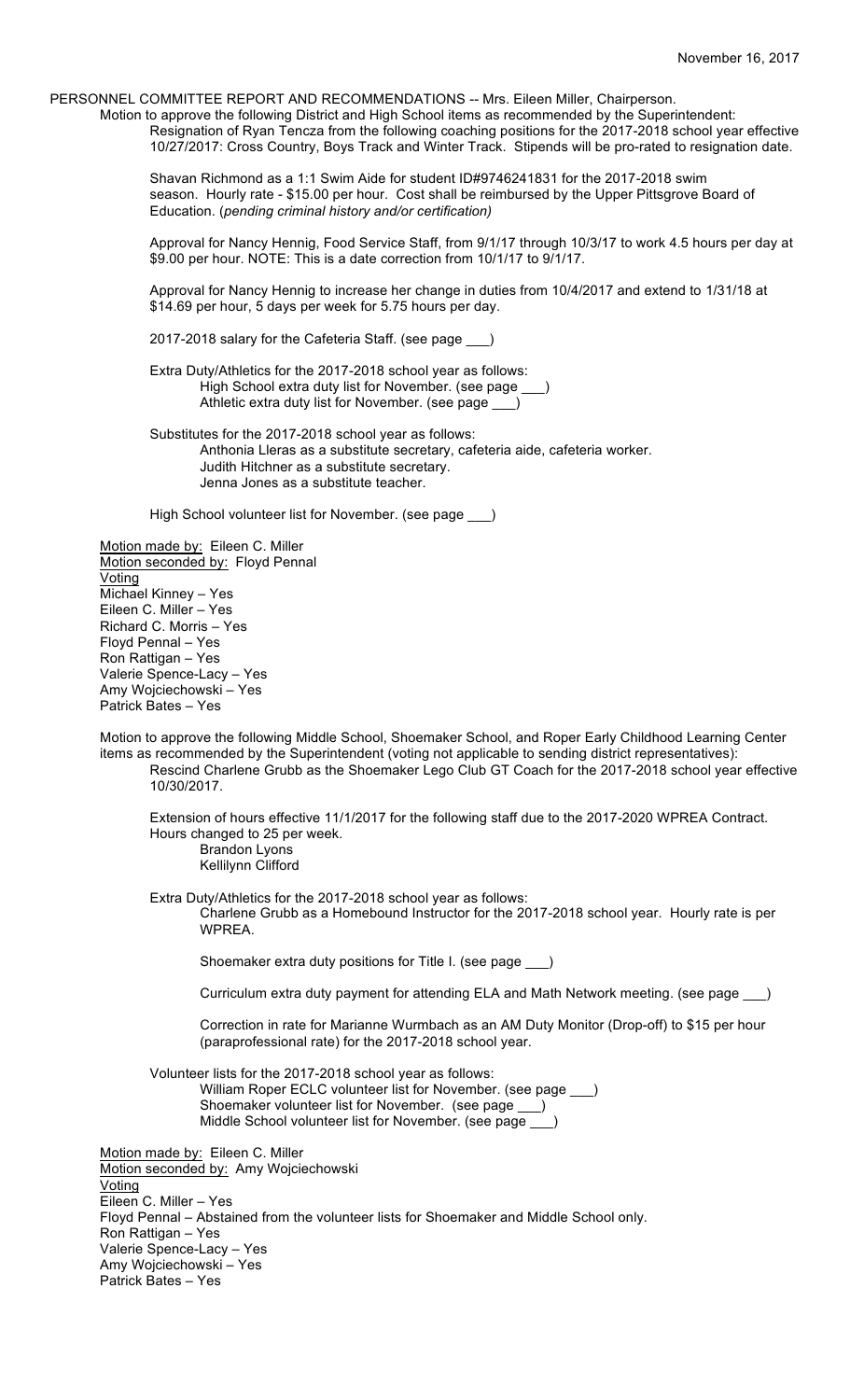November 16, 2017

PERSONNEL COMMITTEE REPORT AND RECOMMENDATIONS -- Mrs. Eileen Miller, Chairperson.

Motion to approve the following District and High School items as recommended by the Superintendent:

Resignation of Ryan Tencza from the following coaching positions for the 2017-2018 school year effective 10/27/2017: Cross Country, Boys Track and Winter Track. Stipends will be pro-rated to resignation date.

Shavan Richmond as a 1:1 Swim Aide for student ID#9746241831 for the 2017-2018 swim season. Hourly rate - $15.00 per hour. Cost shall be reimbursed by the Upper Pittsgrove Board of Education. (*pending criminal history and/or certification)*

Approval for Nancy Hennig, Food Service Staff, from 9/1/17 through 10/3/17 to work 4.5 hours per day at $9.00 per hour. NOTE: This is a date correction from 10/1/17 to 9/1/17.

Approval for Nancy Hennig to increase her change in duties from 10/4/2017 and extend to 1/31/18 at $14.69 per hour, 5 days per week for 5.75 hours per day.

2017-2018 salary for the Cafeteria Staff. (see page ___)

Extra Duty/Athletics for the 2017-2018 school year as follows:
- High School extra duty list for November. (see page ___)
- Athletic extra duty list for November. (see page ___)

Substitutes for the 2017-2018 school year as follows:
- Anthonia Lleras as a substitute secretary, cafeteria aide, cafeteria worker.
- Judith Hitchner as a substitute secretary.
- Jenna Jones as a substitute teacher.

High School volunteer list for November. (see page ___)

Motion made by: Eileen C. Miller
Motion seconded by: Floyd Pennal
Voting
Michael Kinney – Yes
Eileen C. Miller – Yes
Richard C. Morris – Yes
Floyd Pennal – Yes
Ron Rattigan – Yes
Valerie Spence-Lacy – Yes
Amy Wojciechowski – Yes
Patrick Bates – Yes

Motion to approve the following Middle School, Shoemaker School, and Roper Early Childhood Learning Center items as recommended by the Superintendent (voting not applicable to sending district representatives):

Rescind Charlene Grubb as the Shoemaker Lego Club GT Coach for the 2017-2018 school year effective 10/30/2017.

Extension of hours effective 11/1/2017 for the following staff due to the 2017-2020 WPREA Contract. Hours changed to 25 per week.
- Brandon Lyons
- Kellilynn Clifford

Extra Duty/Athletics for the 2017-2018 school year as follows:

Charlene Grubb as a Homebound Instructor for the 2017-2018 school year. Hourly rate is per WPREA.

Shoemaker extra duty positions for Title I. (see page ___)

Curriculum extra duty payment for attending ELA and Math Network meeting. (see page ___)

Correction in rate for Marianne Wurmbach as an AM Duty Monitor (Drop-off) to $15 per hour (paraprofessional rate) for the 2017-2018 school year.

Volunteer lists for the 2017-2018 school year as follows:
- William Roper ECLC volunteer list for November. (see page ___)
- Shoemaker volunteer list for November. (see page ___)
- Middle School volunteer list for November. (see page ___)

Motion made by: Eileen C. Miller
Motion seconded by: Amy Wojciechowski
Voting
Eileen C. Miller – Yes
Floyd Pennal – Abstained from the volunteer lists for Shoemaker and Middle School only.
Ron Rattigan – Yes
Valerie Spence-Lacy – Yes
Amy Wojciechowski – Yes
Patrick Bates – Yes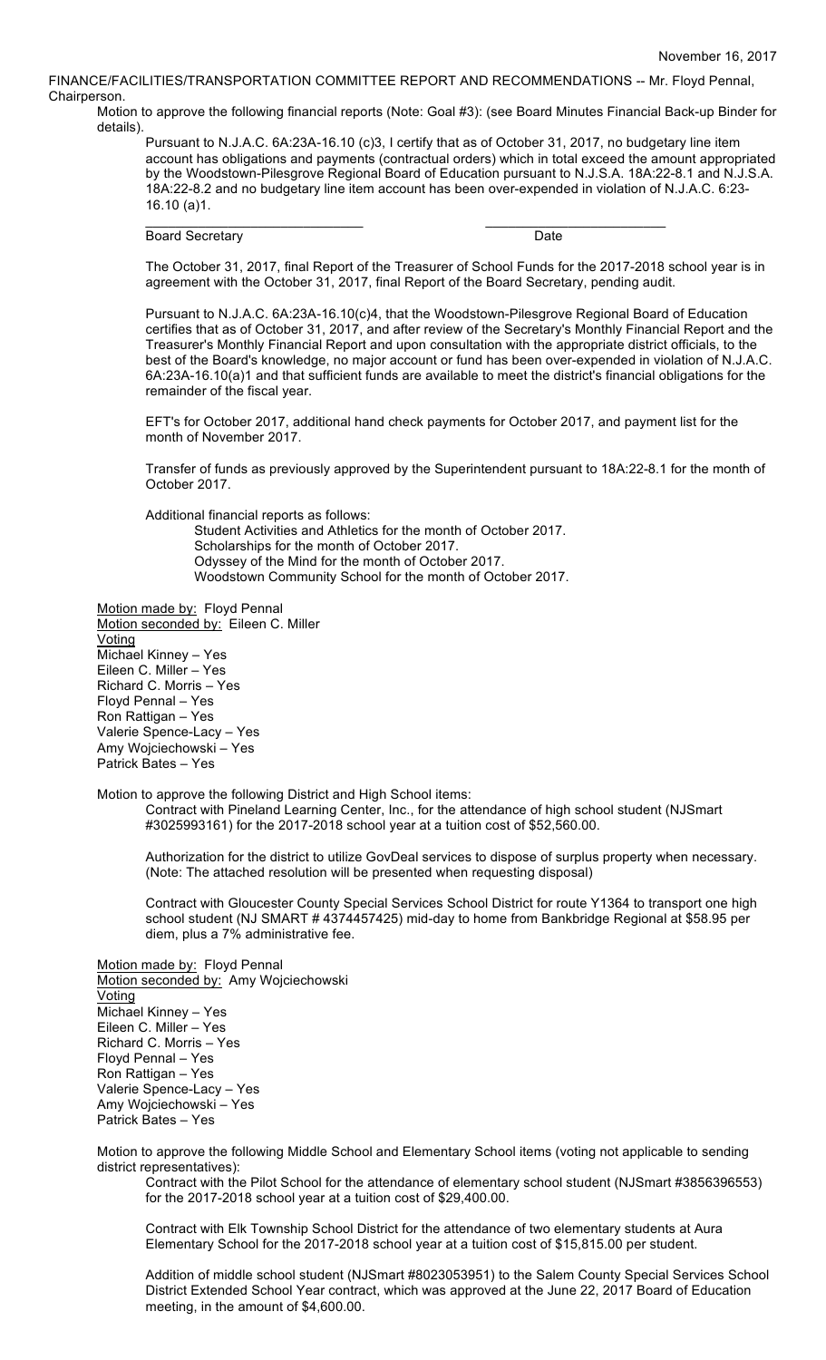November 16, 2017

FINANCE/FACILITIES/TRANSPORTATION COMMITTEE REPORT AND RECOMMENDATIONS -- Mr. Floyd Pennal, Chairperson.

Motion to approve the following financial reports (Note: Goal #3): (see Board Minutes Financial Back-up Binder for details).

Pursuant to N.J.A.C. 6A:23A-16.10 (c)3, I certify that as of October 31, 2017, no budgetary line item account has obligations and payments (contractual orders) which in total exceed the amount appropriated by the Woodstown-Pilesgrove Regional Board of Education pursuant to N.J.S.A. 18A:22-8.1 and N.J.S.A. 18A:22-8.2 and no budgetary line item account has been over-expended in violation of N.J.A.C. 6:23-16.10 (a)1.

\_\_\_\_\_\_\_\_\_\_\_\_\_\_\_\_\_\_\_\_\_\_\_\_\_\_\_\_\_\_ \_\_\_\_\_\_\_\_\_\_\_\_\_\_\_\_\_\_\_\_\_\_\_\_\_
Board Secretary Date

The October 31, 2017, final Report of the Treasurer of School Funds for the 2017-2018 school year is in agreement with the October 31, 2017, final Report of the Board Secretary, pending audit.

Pursuant to N.J.A.C. 6A:23A-16.10(c)4, that the Woodstown-Pilesgrove Regional Board of Education certifies that as of October 31, 2017, and after review of the Secretary's Monthly Financial Report and the Treasurer's Monthly Financial Report and upon consultation with the appropriate district officials, to the best of the Board's knowledge, no major account or fund has been over-expended in violation of N.J.A.C. 6A:23A-16.10(a)1 and that sufficient funds are available to meet the district's financial obligations for the remainder of the fiscal year.

EFT's for October 2017, additional hand check payments for October 2017, and payment list for the month of November 2017.

Transfer of funds as previously approved by the Superintendent pursuant to 18A:22-8.1 for the month of October 2017.

Additional financial reports as follows:

- Student Activities and Athletics for the month of October 2017.
- Scholarships for the month of October 2017.
- Odyssey of the Mind for the month of October 2017.
- Woodstown Community School for the month of October 2017.

Motion made by: Floyd Pennal
Motion seconded by: Eileen C. Miller
Voting
Michael Kinney – Yes
Eileen C. Miller – Yes
Richard C. Morris – Yes
Floyd Pennal – Yes
Ron Rattigan – Yes
Valerie Spence-Lacy – Yes
Amy Wojciechowski – Yes
Patrick Bates – Yes

Motion to approve the following District and High School items:

Contract with Pineland Learning Center, Inc., for the attendance of high school student (NJSmart #3025993161) for the 2017-2018 school year at a tuition cost of $52,560.00.

Authorization for the district to utilize GovDeal services to dispose of surplus property when necessary. (Note: The attached resolution will be presented when requesting disposal)

Contract with Gloucester County Special Services School District for route Y1364 to transport one high school student (NJ SMART # 4374457425) mid-day to home from Bankbridge Regional at $58.95 per diem, plus a 7% administrative fee.

Motion made by: Floyd Pennal
Motion seconded by: Amy Wojciechowski
Voting
Michael Kinney – Yes
Eileen C. Miller – Yes
Richard C. Morris – Yes
Floyd Pennal – Yes
Ron Rattigan – Yes
Valerie Spence-Lacy – Yes
Amy Wojciechowski – Yes
Patrick Bates – Yes

Motion to approve the following Middle School and Elementary School items (voting not applicable to sending district representatives):

Contract with the Pilot School for the attendance of elementary school student (NJSmart #3856396553) for the 2017-2018 school year at a tuition cost of $29,400.00.

Contract with Elk Township School District for the attendance of two elementary students at Aura Elementary School for the 2017-2018 school year at a tuition cost of $15,815.00 per student.

Addition of middle school student (NJSmart #8023053951) to the Salem County Special Services School District Extended School Year contract, which was approved at the June 22, 2017 Board of Education meeting, in the amount of $4,600.00.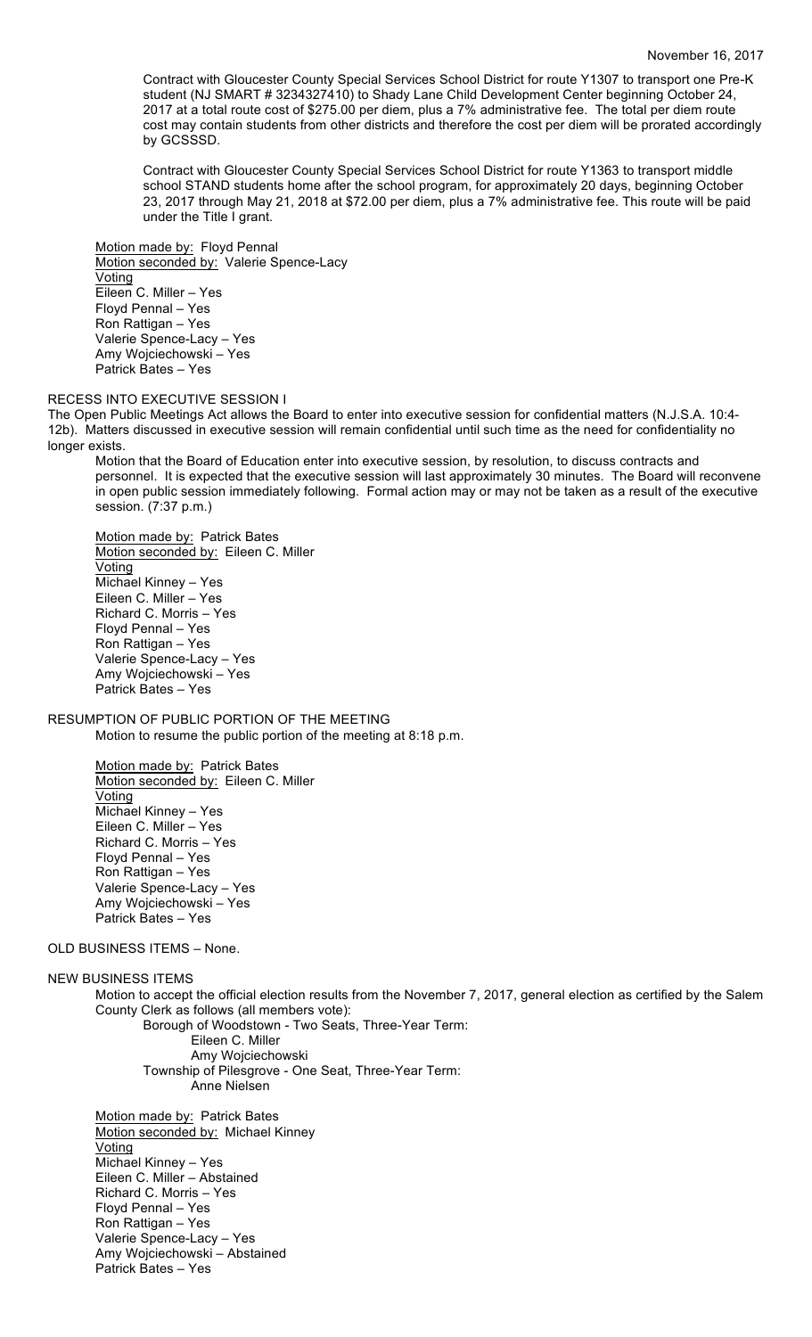Contract with Gloucester County Special Services School District for route Y1307 to transport one Pre-K student (NJ SMART # 3234327410) to Shady Lane Child Development Center beginning October 24, 2017 at a total route cost of $275.00 per diem, plus a 7% administrative fee. The total per diem route cost may contain students from other districts and therefore the cost per diem will be prorated accordingly by GCSSSD.

Contract with Gloucester County Special Services School District for route Y1363 to transport middle school STAND students home after the school program, for approximately 20 days, beginning October 23, 2017 through May 21, 2018 at $72.00 per diem, plus a 7% administrative fee. This route will be paid under the Title I grant.

Motion made by: Floyd Pennal
Motion seconded by: Valerie Spence-Lacy
Voting
Eileen C. Miller – Yes
Floyd Pennal – Yes
Ron Rattigan – Yes
Valerie Spence-Lacy – Yes
Amy Wojciechowski – Yes
Patrick Bates – Yes

RECESS INTO EXECUTIVE SESSION I

The Open Public Meetings Act allows the Board to enter into executive session for confidential matters (N.J.S.A. 10:4-12b). Matters discussed in executive session will remain confidential until such time as the need for confidentiality no longer exists.

Motion that the Board of Education enter into executive session, by resolution, to discuss contracts and personnel. It is expected that the executive session will last approximately 30 minutes. The Board will reconvene in open public session immediately following. Formal action may or may not be taken as a result of the executive session. (7:37 p.m.)

Motion made by: Patrick Bates
Motion seconded by: Eileen C. Miller
Voting
Michael Kinney – Yes
Eileen C. Miller – Yes
Richard C. Morris – Yes
Floyd Pennal – Yes
Ron Rattigan – Yes
Valerie Spence-Lacy – Yes
Amy Wojciechowski – Yes
Patrick Bates – Yes

RESUMPTION OF PUBLIC PORTION OF THE MEETING

Motion to resume the public portion of the meeting at 8:18 p.m.

Motion made by: Patrick Bates
Motion seconded by: Eileen C. Miller
Voting
Michael Kinney – Yes
Eileen C. Miller – Yes
Richard C. Morris – Yes
Floyd Pennal – Yes
Ron Rattigan – Yes
Valerie Spence-Lacy – Yes
Amy Wojciechowski – Yes
Patrick Bates – Yes

OLD BUSINESS ITEMS – None.

NEW BUSINESS ITEMS

Motion to accept the official election results from the November 7, 2017, general election as certified by the Salem County Clerk as follows (all members vote):

Borough of Woodstown - Two Seats, Three-Year Term:
Eileen C. Miller
Amy Wojciechowski

Township of Pilesgrove - One Seat, Three-Year Term:
Anne Nielsen

Motion made by: Patrick Bates
Motion seconded by: Michael Kinney
Voting
Michael Kinney – Yes
Eileen C. Miller – Abstained
Richard C. Morris – Yes
Floyd Pennal – Yes
Ron Rattigan – Yes
Valerie Spence-Lacy – Yes
Amy Wojciechowski – Abstained
Patrick Bates – Yes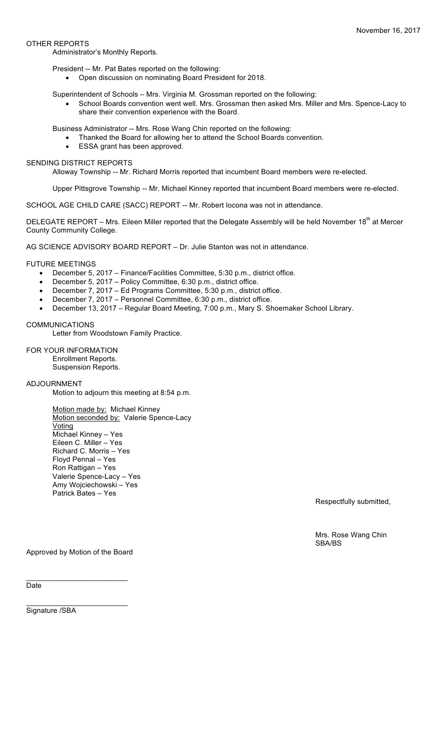November 16, 2017

OTHER REPORTS

Administrator's Monthly Reports.

President -- Mr. Pat Bates reported on the following:

- Open discussion on nominating Board President for 2018.

Superintendent of Schools – Mrs. Virginia M. Grossman reported on the following:

- School Boards convention went well. Mrs. Grossman then asked Mrs. Miller and Mrs. Spence-Lacy to share their convention experience with the Board.

Business Administrator -- Mrs. Rose Wang Chin reported on the following:

- Thanked the Board for allowing her to attend the School Boards convention.
- ESSA grant has been approved.

SENDING DISTRICT REPORTS

Alloway Township -- Mr. Richard Morris reported that incumbent Board members were re-elected.

Upper Pittsgrove Township -- Mr. Michael Kinney reported that incumbent Board members were re-elected.

SCHOOL AGE CHILD CARE (SACC) REPORT -- Mr. Robert Iocona was not in attendance.

DELEGATE REPORT – Mrs. Eileen Miller reported that the Delegate Assembly will be held November 18th at Mercer County Community College.

AG SCIENCE ADVISORY BOARD REPORT – Dr. Julie Stanton was not in attendance.

FUTURE MEETINGS

- December 5, 2017 – Finance/Facilities Committee, 5:30 p.m., district office.
- December 5, 2017 – Policy Committee, 6:30 p.m., district office.
- December 7, 2017 – Ed Programs Committee, 5:30 p.m., district office.
- December 7, 2017 – Personnel Committee, 6:30 p.m., district office.
- December 13, 2017 – Regular Board Meeting, 7:00 p.m., Mary S. Shoemaker School Library.

COMMUNICATIONS

Letter from Woodstown Family Practice.

FOR YOUR INFORMATION

Enrollment Reports.
Suspension Reports.

ADJOURNMENT

Motion to adjourn this meeting at 8:54 p.m.

Motion made by: Michael Kinney
Motion seconded by: Valerie Spence-Lacy
Voting
Michael Kinney – Yes
Eileen C. Miller – Yes
Richard C. Morris – Yes
Floyd Pennal – Yes
Ron Rattigan – Yes
Valerie Spence-Lacy – Yes
Amy Wojciechowski – Yes
Patrick Bates – Yes

Respectfully submitted,

Mrs. Rose Wang Chin
SBA/BS

Approved by Motion of the Board

\_\_\_\_\_\_\_\_\_\_\_\_\_\_\_\_\_\_\_\_\_\_\_\_\_
Date

\_\_\_\_\_\_\_\_\_\_\_\_\_\_\_\_\_\_\_\_\_\_\_\_\_
Signature /SBA